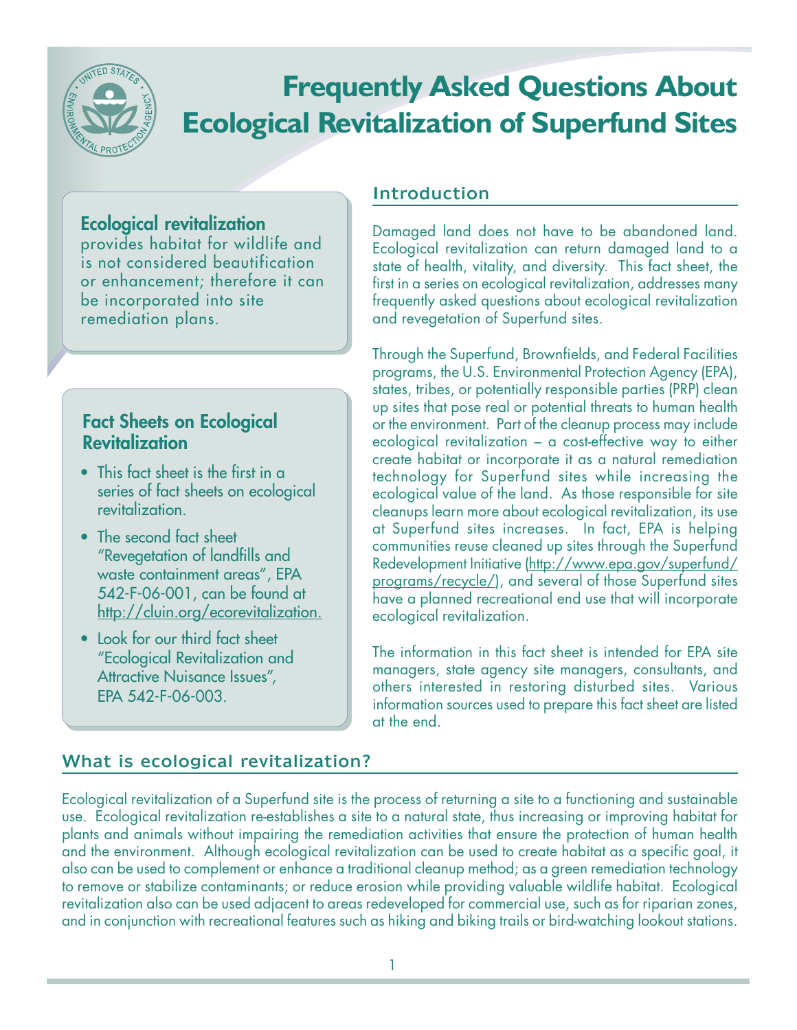# Frequently Asked Questions About Ecological Revitalization of Superfund Sites

**Ecological revitalization** provides habitat for wildlife and is not considered beautification or enhancement; therefore it can be incorporated into site remediation plans.

### Fact Sheets on Ecological Revitalization

- This fact sheet is the first in a series of fact sheets on ecological revitalization.
- The second fact sheet "Revegetation of landfills and waste containment areas", EPA 542-F-06-001, can be found at http://cluin.org/ecorevitalization.
- Look for our third fact sheet "Ecological Revitalization and Attractive Nuisance Issues", EPA 542-F-06-003.

## Introduction

Damaged land does not have to be abandoned land. Ecological revitalization can return damaged land to a state of health, vitality, and diversity. This fact sheet, the first in a series on ecological revitalization, addresses many frequently asked questions about ecological revitalization and revegetation of Superfund sites.

Through the Superfund, Brownfields, and Federal Facilities programs, the U.S. Environmental Protection Agency (EPA), states, tribes, or potentially responsible parties (PRP) clean up sites that pose real or potential threats to human health or the environment. Part of the cleanup process may include ecological revitalization – a cost-effective way to either create habitat or incorporate it as a natural remediation technology for Superfund sites while increasing the ecological value of the land. As those responsible for site cleanups learn more about ecological revitalization, its use at Superfund sites increases. In fact, EPA is helping communities reuse cleaned up sites through the Superfund Redevelopment Initiative (http://www.epa.gov/superfund/programs/recycle/), and several of those Superfund sites have a planned recreational end use that will incorporate ecological revitalization.

The information in this fact sheet is intended for EPA site managers, state agency site managers, consultants, and others interested in restoring disturbed sites. Various information sources used to prepare this fact sheet are listed at the end.

## What is ecological revitalization?

Ecological revitalization of a Superfund site is the process of returning a site to a functioning and sustainable use. Ecological revitalization re-establishes a site to a natural state, thus increasing or improving habitat for plants and animals without impairing the remediation activities that ensure the protection of human health and the environment. Although ecological revitalization can be used to create habitat as a specific goal, it also can be used to complement or enhance a traditional cleanup method; as a green remediation technology to remove or stabilize contaminants; or reduce erosion while providing valuable wildlife habitat. Ecological revitalization also can be used adjacent to areas redeveloped for commercial use, such as for riparian zones, and in conjunction with recreational features such as hiking and biking trails or bird-watching lookout stations.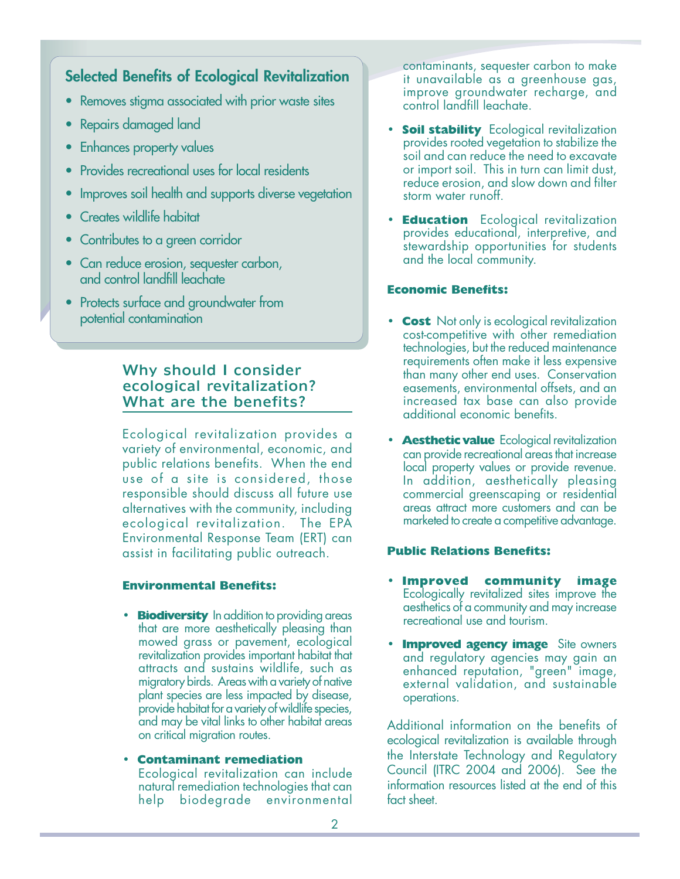## Selected Benefits of Ecological Revitalization

- Removes stigma associated with prior waste sites
- Repairs damaged land
- Enhances property values
- Provides recreational uses for local residents
- Improves soil health and supports diverse vegetation
- Creates wildlife habitat
- Contributes to a green corridor
- Can reduce erosion, sequester carbon, and control landfill leachate
- Protects surface and groundwater from potential contamination

## Why should I consider ecological revitalization? What are the benefits?

Ecological revitalization provides a variety of environmental, economic, and public relations benefits. When the end use of a site is considered, those responsible should discuss all future use alternatives with the community, including ecological revitalization. The EPA Environmental Response Team (ERT) can assist in facilitating public outreach.

### Environmental Benefits:

- **Biodiversity** In addition to providing areas that are more aesthetically pleasing than mowed grass or pavement, ecological revitalization provides important habitat that attracts and sustains wildlife, such as migratory birds. Areas with a variety of native plant species are less impacted by disease, provide habitat for a variety of wildlife species, and may be vital links to other habitat areas on critical migration routes.
- **Contaminant remediation** Ecological revitalization can include natural remediation technologies that can help biodegrade environmental contaminants, sequester carbon to make it unavailable as a greenhouse gas, improve groundwater recharge, and control landfill leachate.
- **Soil stability** Ecological revitalization provides rooted vegetation to stabilize the soil and can reduce the need to excavate or import soil. This in turn can limit dust, reduce erosion, and slow down and filter storm water runoff.
- **Education** Ecological revitalization provides educational, interpretive, and stewardship opportunities for students and the local community.

### Economic Benefits:

- **Cost** Not only is ecological revitalization cost-competitive with other remediation technologies, but the reduced maintenance requirements often make it less expensive than many other end uses. Conservation easements, environmental offsets, and an increased tax base can also provide additional economic benefits.
- **Aesthetic value** Ecological revitalization can provide recreational areas that increase local property values or provide revenue. In addition, aesthetically pleasing commercial greenscaping or residential areas attract more customers and can be marketed to create a competitive advantage.

### Public Relations Benefits:

- **Improved community image** Ecologically revitalized sites improve the aesthetics of a community and may increase recreational use and tourism.
- **Improved agency image** Site owners and regulatory agencies may gain an enhanced reputation, "green" image, external validation, and sustainable operations.

Additional information on the benefits of ecological revitalization is available through the Interstate Technology and Regulatory Council (ITRC 2004 and 2006). See the information resources listed at the end of this fact sheet.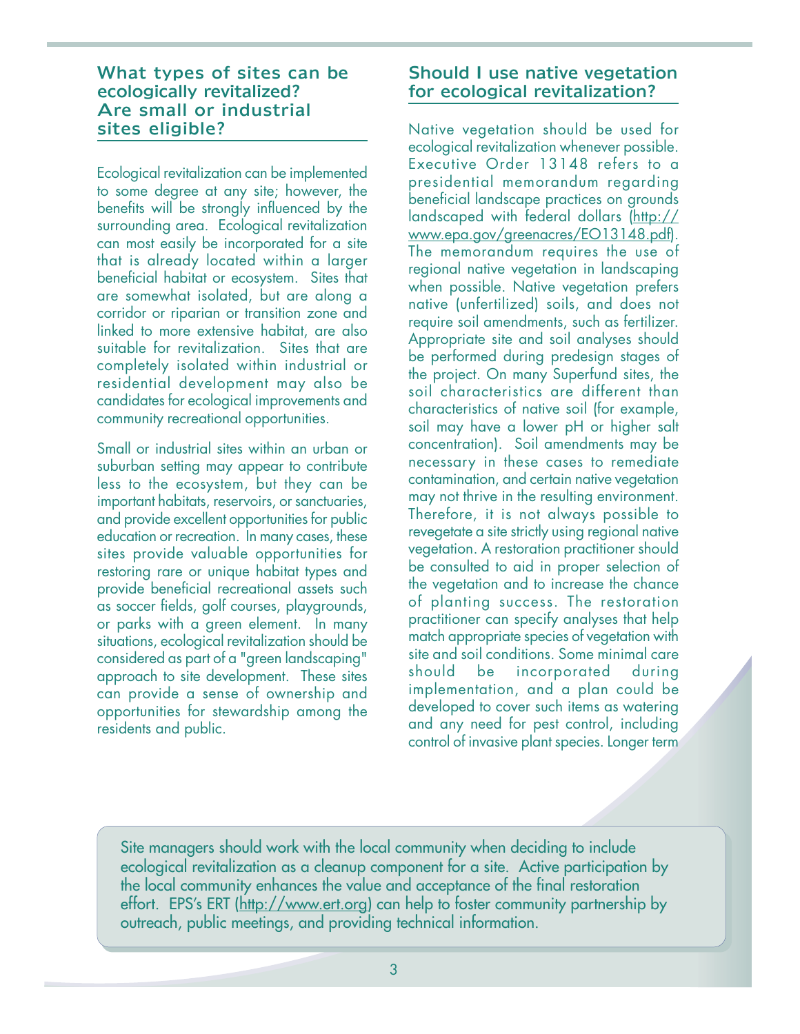## What types of sites can be ecologically revitalized? Are small or industrial sites eligible?

Ecological revitalization can be implemented to some degree at any site; however, the benefits will be strongly influenced by the surrounding area. Ecological revitalization can most easily be incorporated for a site that is already located within a larger beneficial habitat or ecosystem. Sites that are somewhat isolated, but are along a corridor or riparian or transition zone and linked to more extensive habitat, are also suitable for revitalization. Sites that are completely isolated within industrial or residential development may also be candidates for ecological improvements and community recreational opportunities.

Small or industrial sites within an urban or suburban setting may appear to contribute less to the ecosystem, but they can be important habitats, reservoirs, or sanctuaries, and provide excellent opportunities for public education or recreation. In many cases, these sites provide valuable opportunities for restoring rare or unique habitat types and provide beneficial recreational assets such as soccer fields, golf courses, playgrounds, or parks with a green element. In many situations, ecological revitalization should be considered as part of a "green landscaping" approach to site development. These sites can provide a sense of ownership and opportunities for stewardship among the residents and public.

## Should I use native vegetation for ecological revitalization?

Native vegetation should be used for ecological revitalization whenever possible. Executive Order 13148 refers to a presidential memorandum regarding beneficial landscape practices on grounds landscaped with federal dollars (http://www.epa.gov/greenacres/EO13148.pdf). The memorandum requires the use of regional native vegetation in landscaping when possible. Native vegetation prefers native (unfertilized) soils, and does not require soil amendments, such as fertilizer. Appropriate site and soil analyses should be performed during predesign stages of the project. On many Superfund sites, the soil characteristics are different than characteristics of native soil (for example, soil may have a lower pH or higher salt concentration). Soil amendments may be necessary in these cases to remediate contamination, and certain native vegetation may not thrive in the resulting environment. Therefore, it is not always possible to revegetate a site strictly using regional native vegetation. A restoration practitioner should be consulted to aid in proper selection of the vegetation and to increase the chance of planting success. The restoration practitioner can specify analyses that help match appropriate species of vegetation with site and soil conditions. Some minimal care should be incorporated during implementation, and a plan could be developed to cover such items as watering and any need for pest control, including control of invasive plant species. Longer term

> Site managers should work with the local community when deciding to include ecological revitalization as a cleanup component for a site. Active participation by the local community enhances the value and acceptance of the final restoration effort. EPS's ERT (http://www.ert.org) can help to foster community partnership by outreach, public meetings, and providing technical information.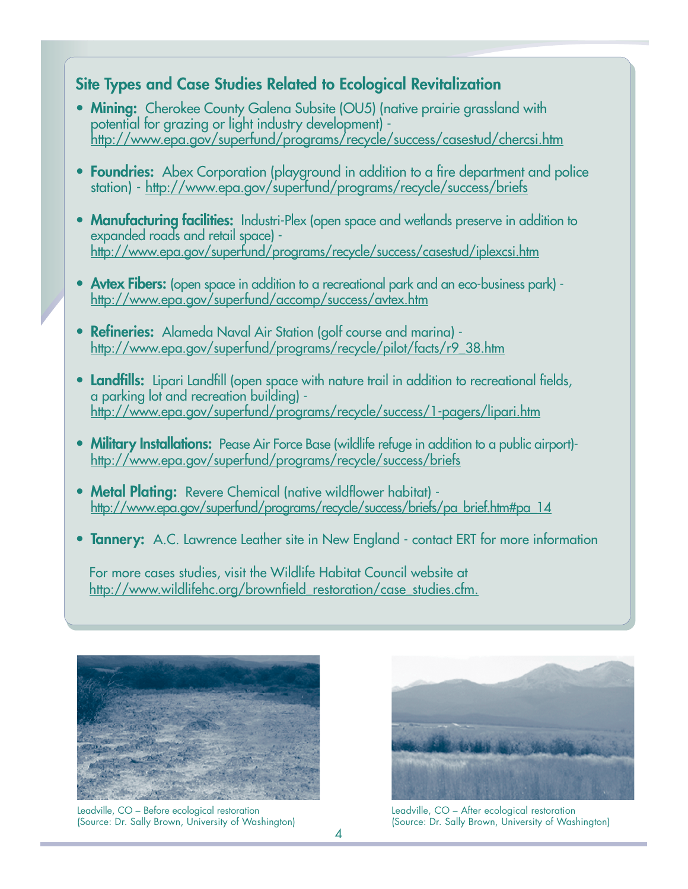## Site Types and Case Studies Related to Ecological Revitalization

- **Mining:** Cherokee County Galena Subsite (OU5) (native prairie grassland with potential for grazing or light industry development) - http://www.epa.gov/superfund/programs/recycle/success/casestud/chercsi.htm
- **Foundries:** Abex Corporation (playground in addition to a fire department and police station) - http://www.epa.gov/superfund/programs/recycle/success/briefs
- **Manufacturing facilities:** Industri-Plex (open space and wetlands preserve in addition to expanded roads and retail space) - http://www.epa.gov/superfund/programs/recycle/success/casestud/iplexcsi.htm
- **Avtex Fibers:** (open space in addition to a recreational park and an eco-business park) - http://www.epa.gov/superfund/accomp/success/avtex.htm
- **Refineries:** Alameda Naval Air Station (golf course and marina) - http://www.epa.gov/superfund/programs/recycle/pilot/facts/r9_38.htm
- **Landfills:** Lipari Landfill (open space with nature trail in addition to recreational fields, a parking lot and recreation building) - http://www.epa.gov/superfund/programs/recycle/success/1-pagers/lipari.htm
- **Military Installations:** Pease Air Force Base (wildlife refuge in addition to a public airport)- http://www.epa.gov/superfund/programs/recycle/success/briefs
- **Metal Plating:** Revere Chemical (native wildflower habitat) - http://www.epa.gov/superfund/programs/recycle/success/briefs/pa_brief.htm#pa_14
- **Tannery:** A.C. Lawrence Leather site in New England - contact ERT for more information

For more cases studies, visit the Wildlife Habitat Council website at http://www.wildlifehc.org/brownfield_restoration/case_studies.cfm.

Leadville, CO – Before ecological restoration
(Source: Dr. Sally Brown, University of Washington)

Leadville, CO – After ecological restoration
(Source: Dr. Sally Brown, University of Washington)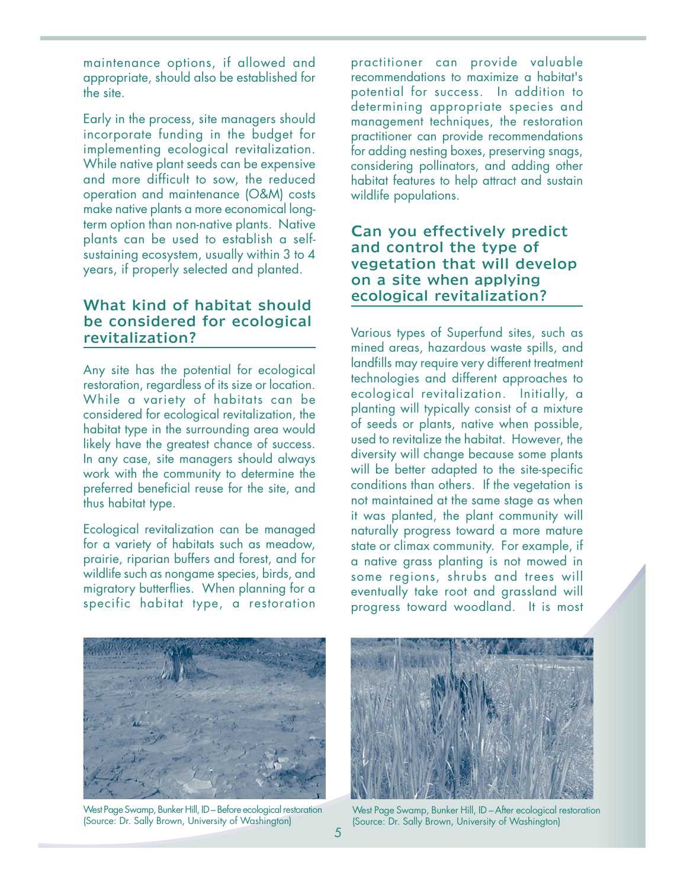maintenance options, if allowed and appropriate, should also be established for the site.

Early in the process, site managers should incorporate funding in the budget for implementing ecological revitalization. While native plant seeds can be expensive and more difficult to sow, the reduced operation and maintenance (O&M) costs make native plants a more economical long-term option than non-native plants. Native plants can be used to establish a self-sustaining ecosystem, usually within 3 to 4 years, if properly selected and planted.

## What kind of habitat should be considered for ecological revitalization?

Any site has the potential for ecological restoration, regardless of its size or location. While a variety of habitats can be considered for ecological revitalization, the habitat type in the surrounding area would likely have the greatest chance of success. In any case, site managers should always work with the community to determine the preferred beneficial reuse for the site, and thus habitat type.

Ecological revitalization can be managed for a variety of habitats such as meadow, prairie, riparian buffers and forest, and for wildlife such as nongame species, birds, and migratory butterflies. When planning for a specific habitat type, a restoration practitioner can provide valuable recommendations to maximize a habitat's potential for success. In addition to determining appropriate species and management techniques, the restoration practitioner can provide recommendations for adding nesting boxes, preserving snags, considering pollinators, and adding other habitat features to help attract and sustain wildlife populations.

## Can you effectively predict and control the type of vegetation that will develop on a site when applying ecological revitalization?

Various types of Superfund sites, such as mined areas, hazardous waste spills, and landfills may require very different treatment technologies and different approaches to ecological revitalization. Initially, a planting will typically consist of a mixture of seeds or plants, native when possible, used to revitalize the habitat. However, the diversity will change because some plants will be better adapted to the site-specific conditions than others. If the vegetation is not maintained at the same stage as when it was planted, the plant community will naturally progress toward a more mature state or climax community. For example, if a native grass planting is not mowed in some regions, shrubs and trees will eventually take root and grassland will progress toward woodland. It is most

West Page Swamp, Bunker Hill, ID – Before ecological restoration (Source: Dr. Sally Brown, University of Washington)

West Page Swamp, Bunker Hill, ID – After ecological restoration (Source: Dr. Sally Brown, University of Washington)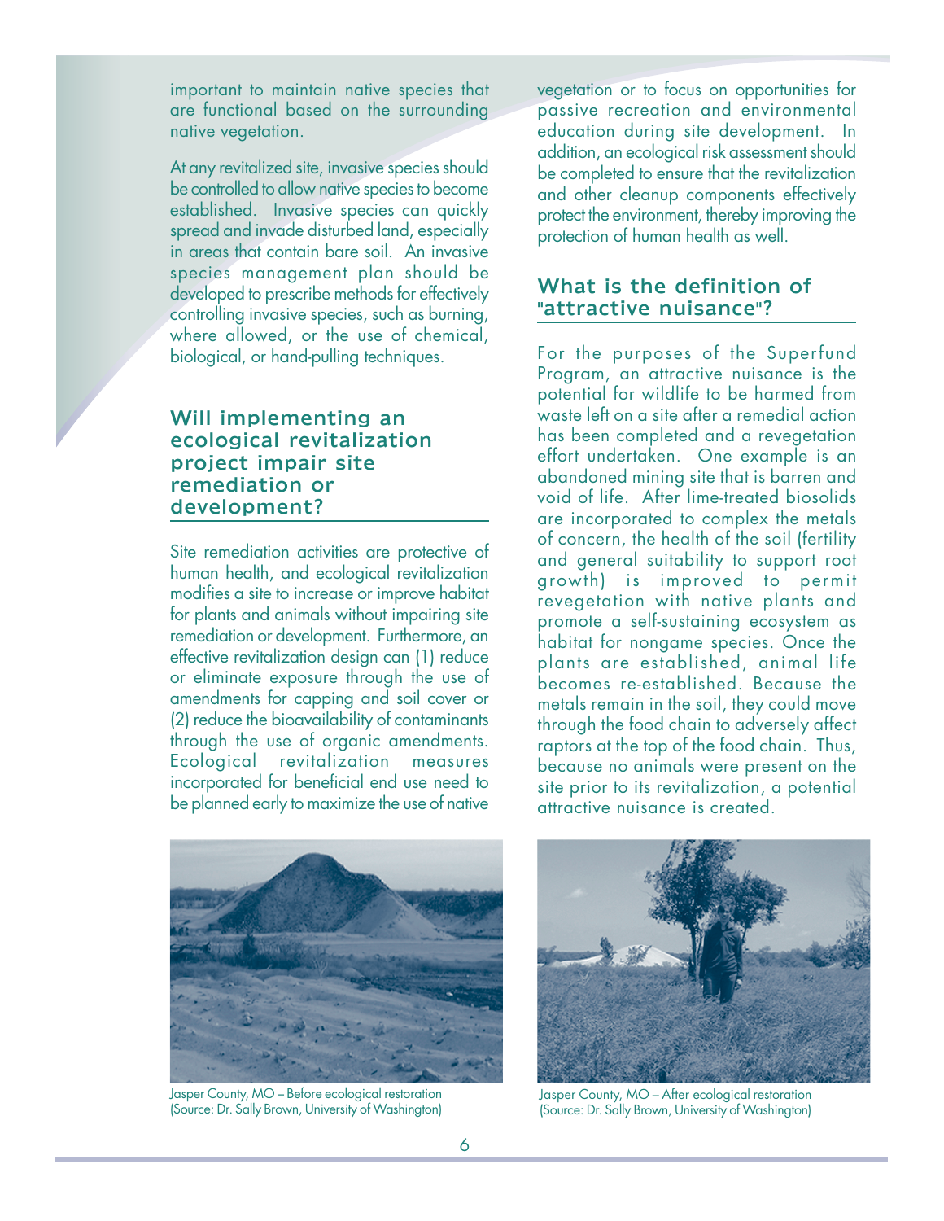important to maintain native species that are functional based on the surrounding native vegetation.

At any revitalized site, invasive species should be controlled to allow native species to become established. Invasive species can quickly spread and invade disturbed land, especially in areas that contain bare soil. An invasive species management plan should be developed to prescribe methods for effectively controlling invasive species, such as burning, where allowed, or the use of chemical, biological, or hand-pulling techniques.

## Will implementing an ecological revitalization project impair site remediation or development?

Site remediation activities are protective of human health, and ecological revitalization modifies a site to increase or improve habitat for plants and animals without impairing site remediation or development. Furthermore, an effective revitalization design can (1) reduce or eliminate exposure through the use of amendments for capping and soil cover or (2) reduce the bioavailability of contaminants through the use of organic amendments. Ecological revitalization measures incorporated for beneficial end use need to be planned early to maximize the use of native vegetation or to focus on opportunities for passive recreation and environmental education during site development. In addition, an ecological risk assessment should be completed to ensure that the revitalization and other cleanup components effectively protect the environment, thereby improving the protection of human health as well.

## What is the definition of "attractive nuisance"?

For the purposes of the Superfund Program, an attractive nuisance is the potential for wildlife to be harmed from waste left on a site after a remedial action has been completed and a revegetation effort undertaken. One example is an abandoned mining site that is barren and void of life. After lime-treated biosolids are incorporated to complex the metals of concern, the health of the soil (fertility and general suitability to support root growth) is improved to permit revegetation with native plants and promote a self-sustaining ecosystem as habitat for nongame species. Once the plants are established, animal life becomes re-established. Because the metals remain in the soil, they could move through the food chain to adversely affect raptors at the top of the food chain. Thus, because no animals were present on the site prior to its revitalization, a potential attractive nuisance is created.

Jasper County, MO – Before ecological restoration (Source: Dr. Sally Brown, University of Washington)

Jasper County, MO – After ecological restoration (Source: Dr. Sally Brown, University of Washington)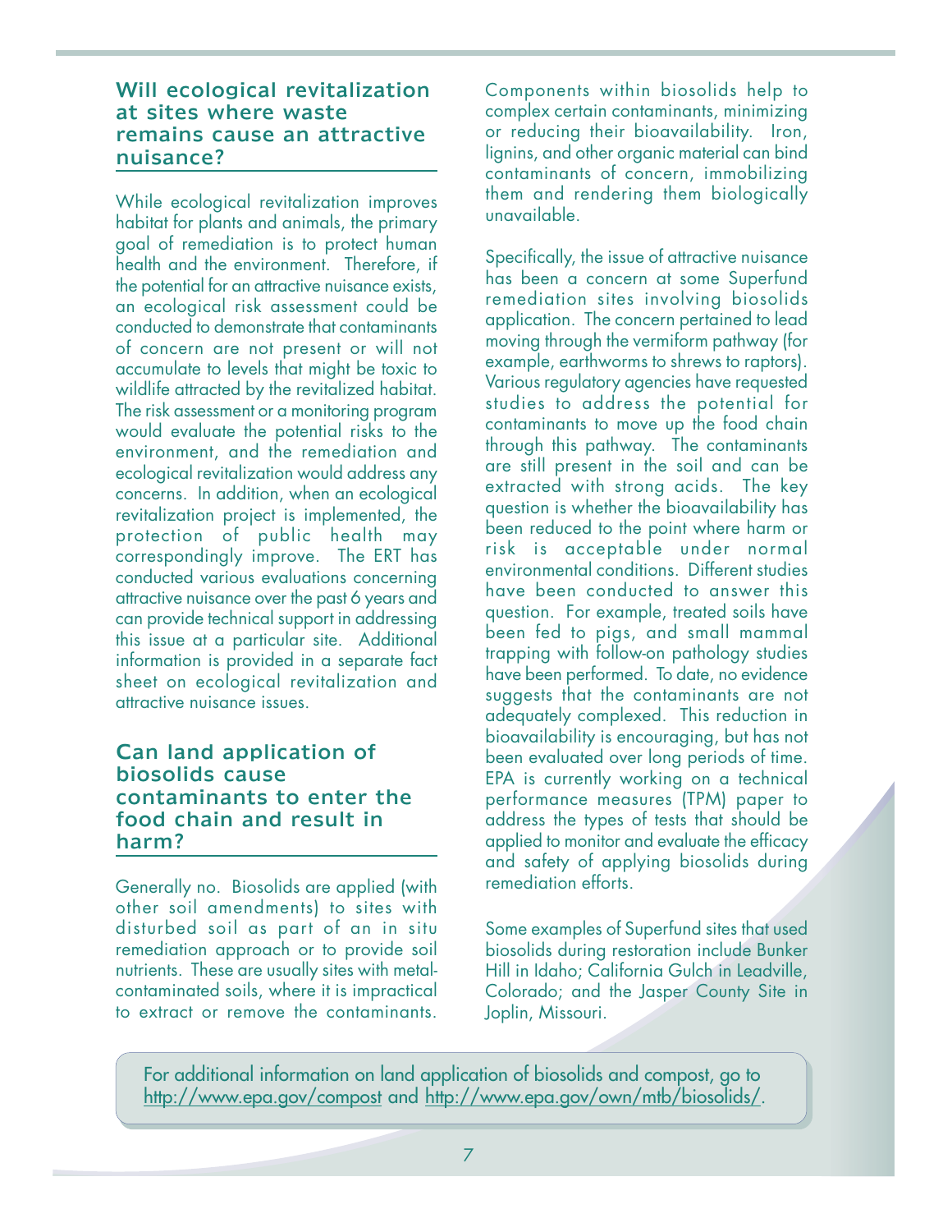## Will ecological revitalization at sites where waste remains cause an attractive nuisance?

While ecological revitalization improves habitat for plants and animals, the primary goal of remediation is to protect human health and the environment. Therefore, if the potential for an attractive nuisance exists, an ecological risk assessment could be conducted to demonstrate that contaminants of concern are not present or will not accumulate to levels that might be toxic to wildlife attracted by the revitalized habitat. The risk assessment or a monitoring program would evaluate the potential risks to the environment, and the remediation and ecological revitalization would address any concerns. In addition, when an ecological revitalization project is implemented, the protection of public health may correspondingly improve. The ERT has conducted various evaluations concerning attractive nuisance over the past 6 years and can provide technical support in addressing this issue at a particular site. Additional information is provided in a separate fact sheet on ecological revitalization and attractive nuisance issues.

## Can land application of biosolids cause contaminants to enter the food chain and result in harm?

Generally no. Biosolids are applied (with other soil amendments) to sites with disturbed soil as part of an in situ remediation approach or to provide soil nutrients. These are usually sites with metal-contaminated soils, where it is impractical to extract or remove the contaminants. Components within biosolids help to complex certain contaminants, minimizing or reducing their bioavailability. Iron, lignins, and other organic material can bind contaminants of concern, immobilizing them and rendering them biologically unavailable.

Specifically, the issue of attractive nuisance has been a concern at some Superfund remediation sites involving biosolids application. The concern pertained to lead moving through the vermiform pathway (for example, earthworms to shrews to raptors). Various regulatory agencies have requested studies to address the potential for contaminants to move up the food chain through this pathway. The contaminants are still present in the soil and can be extracted with strong acids. The key question is whether the bioavailability has been reduced to the point where harm or risk is acceptable under normal environmental conditions. Different studies have been conducted to answer this question. For example, treated soils have been fed to pigs, and small mammal trapping with follow-on pathology studies have been performed. To date, no evidence suggests that the contaminants are not adequately complexed. This reduction in bioavailability is encouraging, but has not been evaluated over long periods of time. EPA is currently working on a technical performance measures (TPM) paper to address the types of tests that should be applied to monitor and evaluate the efficacy and safety of applying biosolids during remediation efforts.

Some examples of Superfund sites that used biosolids during restoration include Bunker Hill in Idaho; California Gulch in Leadville, Colorado; and the Jasper County Site in Joplin, Missouri.

For additional information on land application of biosolids and compost, go to http://www.epa.gov/compost and http://www.epa.gov/own/mtb/biosolids/.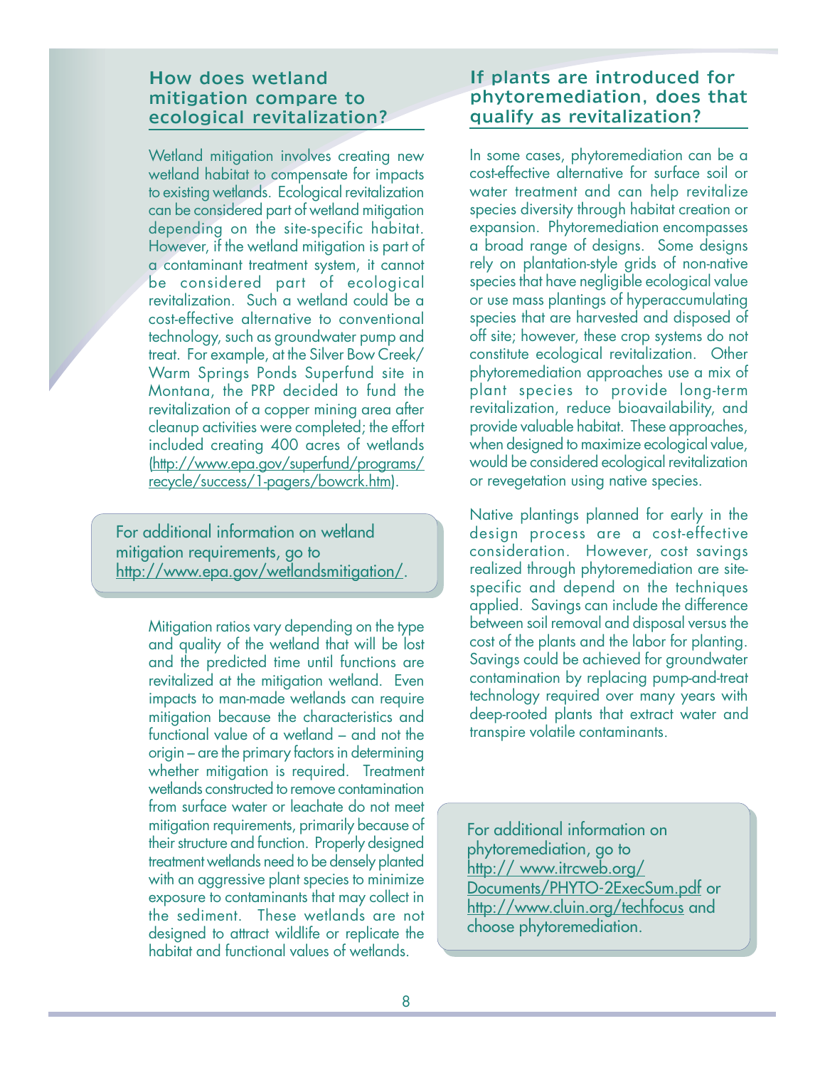## How does wetland mitigation compare to ecological revitalization?

Wetland mitigation involves creating new wetland habitat to compensate for impacts to existing wetlands. Ecological revitalization can be considered part of wetland mitigation depending on the site-specific habitat. However, if the wetland mitigation is part of a contaminant treatment system, it cannot be considered part of ecological revitalization. Such a wetland could be a cost-effective alternative to conventional technology, such as groundwater pump and treat. For example, at the Silver Bow Creek/ Warm Springs Ponds Superfund site in Montana, the PRP decided to fund the revitalization of a copper mining area after cleanup activities were completed; the effort included creating 400 acres of wetlands (http://www.epa.gov/superfund/programs/recycle/success/1-pagers/bowcrk.htm).

> For additional information on wetland mitigation requirements, go to http://www.epa.gov/wetlandsmitigation/.

Mitigation ratios vary depending on the type and quality of the wetland that will be lost and the predicted time until functions are revitalized at the mitigation wetland. Even impacts to man-made wetlands can require mitigation because the characteristics and functional value of a wetland – and not the origin – are the primary factors in determining whether mitigation is required. Treatment wetlands constructed to remove contamination from surface water or leachate do not meet mitigation requirements, primarily because of their structure and function. Properly designed treatment wetlands need to be densely planted with an aggressive plant species to minimize exposure to contaminants that may collect in the sediment. These wetlands are not designed to attract wildlife or replicate the habitat and functional values of wetlands.

## If plants are introduced for phytoremediation, does that qualify as revitalization?

In some cases, phytoremediation can be a cost-effective alternative for surface soil or water treatment and can help revitalize species diversity through habitat creation or expansion. Phytoremediation encompasses a broad range of designs. Some designs rely on plantation-style grids of non-native species that have negligible ecological value or use mass plantings of hyperaccumulating species that are harvested and disposed of off site; however, these crop systems do not constitute ecological revitalization. Other phytoremediation approaches use a mix of plant species to provide long-term revitalization, reduce bioavailability, and provide valuable habitat. These approaches, when designed to maximize ecological value, would be considered ecological revitalization or revegetation using native species.

Native plantings planned for early in the design process are a cost-effective consideration. However, cost savings realized through phytoremediation are site-specific and depend on the techniques applied. Savings can include the difference between soil removal and disposal versus the cost of the plants and the labor for planting. Savings could be achieved for groundwater contamination by replacing pump-and-treat technology required over many years with deep-rooted plants that extract water and transpire volatile contaminants.

> For additional information on phytoremediation, go to http:// www.itrcweb.org/Documents/PHYTO-2ExecSum.pdf or http://www.cluin.org/techfocus and choose phytoremediation.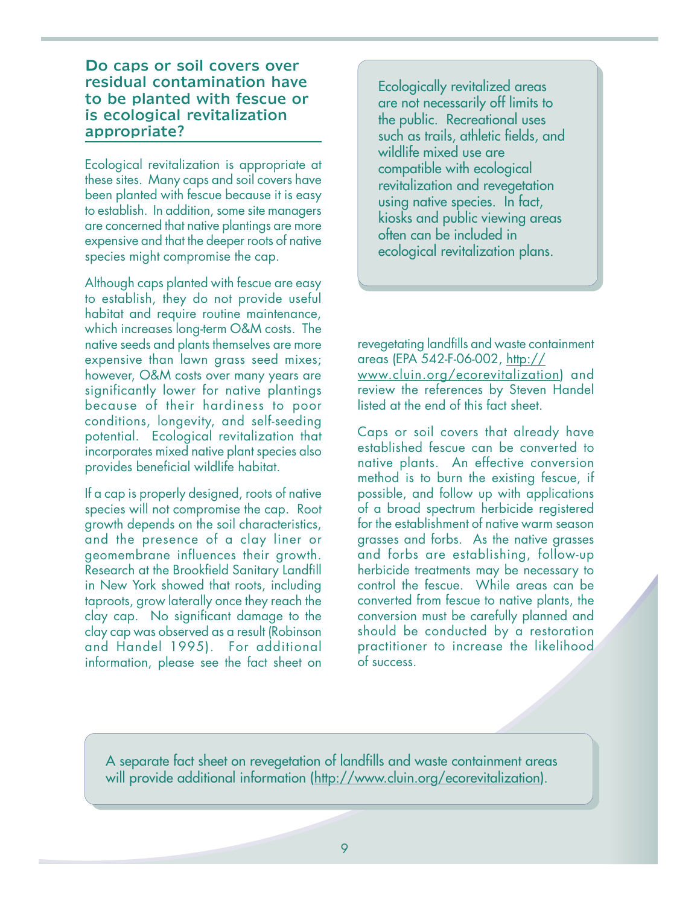## Do caps or soil covers over residual contamination have to be planted with fescue or is ecological revitalization appropriate?

Ecological revitalization is appropriate at these sites. Many caps and soil covers have been planted with fescue because it is easy to establish. In addition, some site managers are concerned that native plantings are more expensive and that the deeper roots of native species might compromise the cap.

Although caps planted with fescue are easy to establish, they do not provide useful habitat and require routine maintenance, which increases long-term O&M costs. The native seeds and plants themselves are more expensive than lawn grass seed mixes; however, O&M costs over many years are significantly lower for native plantings because of their hardiness to poor conditions, longevity, and self-seeding potential. Ecological revitalization that incorporates mixed native plant species also provides beneficial wildlife habitat.

If a cap is properly designed, roots of native species will not compromise the cap. Root growth depends on the soil characteristics, and the presence of a clay liner or geomembrane influences their growth. Research at the Brookfield Sanitary Landfill in New York showed that roots, including taproots, grow laterally once they reach the clay cap. No significant damage to the clay cap was observed as a result (Robinson and Handel 1995). For additional information, please see the fact sheet on revegetating landfills and waste containment areas (EPA 542-F-06-002, http://www.cluin.org/ecorevitalization) and review the references by Steven Handel listed at the end of this fact sheet.

Caps or soil covers that already have established fescue can be converted to native plants. An effective conversion method is to burn the existing fescue, if possible, and follow up with applications of a broad spectrum herbicide registered for the establishment of native warm season grasses and forbs. As the native grasses and forbs are establishing, follow-up herbicide treatments may be necessary to control the fescue. While areas can be converted from fescue to native plants, the conversion must be carefully planned and should be conducted by a restoration practitioner to increase the likelihood of success.

> Ecologically revitalized areas are not necessarily off limits to the public. Recreational uses such as trails, athletic fields, and wildlife mixed use are compatible with ecological revitalization and revegetation using native species. In fact, kiosks and public viewing areas often can be included in ecological revitalization plans.

> A separate fact sheet on revegetation of landfills and waste containment areas will provide additional information (http://www.cluin.org/ecorevitalization).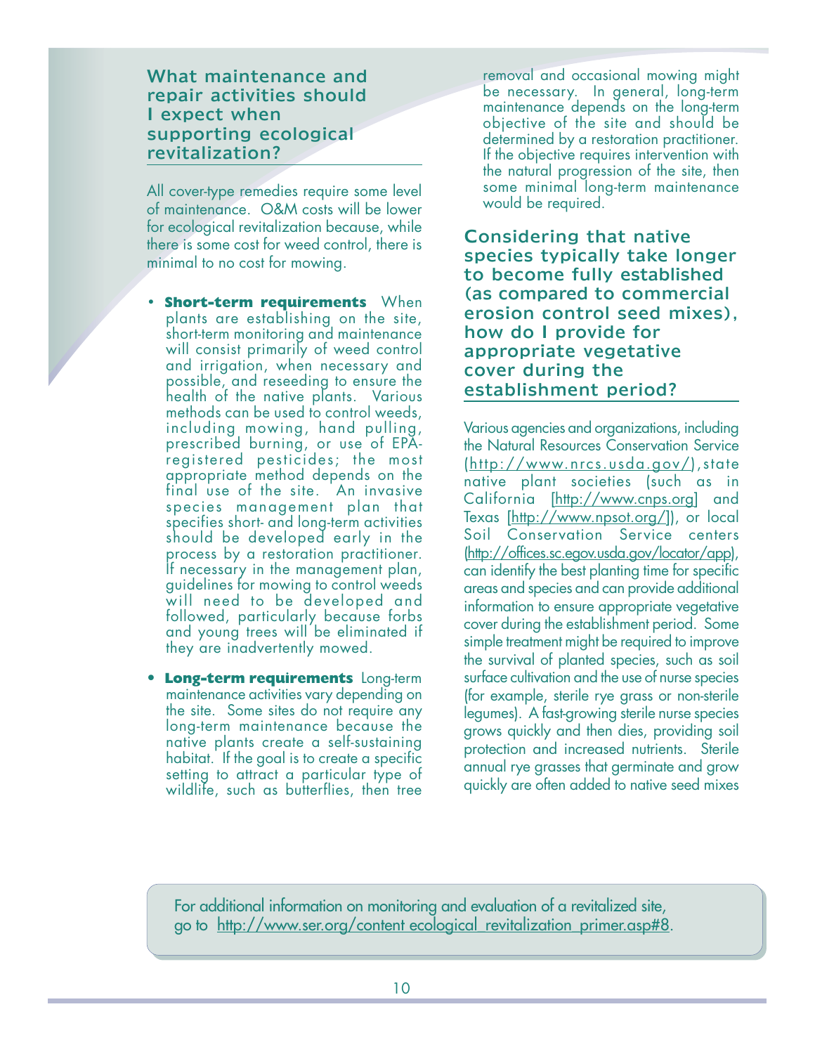## What maintenance and repair activities should I expect when supporting ecological revitalization?

All cover-type remedies require some level of maintenance. O&M costs will be lower for ecological revitalization because, while there is some cost for weed control, there is minimal to no cost for mowing.

- **Short-term requirements** When plants are establishing on the site, short-term monitoring and maintenance will consist primarily of weed control and irrigation, when necessary and possible, and reseeding to ensure the health of the native plants. Various methods can be used to control weeds, including mowing, hand pulling, prescribed burning, or use of EPA-registered pesticides; the most appropriate method depends on the final use of the site. An invasive species management plan that specifies short- and long-term activities should be developed early in the process by a restoration practitioner. If necessary in the management plan, guidelines for mowing to control weeds will need to be developed and followed, particularly because forbs and young trees will be eliminated if they are inadvertently mowed.
- **Long-term requirements** Long-term maintenance activities vary depending on the site. Some sites do not require any long-term maintenance because the native plants create a self-sustaining habitat. If the goal is to create a specific setting to attract a particular type of wildlife, such as butterflies, then tree removal and occasional mowing might be necessary. In general, long-term maintenance depends on the long-term objective of the site and should be determined by a restoration practitioner. If the objective requires intervention with the natural progression of the site, then some minimal long-term maintenance would be required.

## Considering that native species typically take longer to become fully established (as compared to commercial erosion control seed mixes), how do I provide for appropriate vegetative cover during the establishment period?

Various agencies and organizations, including the Natural Resources Conservation Service (http://www.nrcs.usda.gov/), state native plant societies (such as in California [http://www.cnps.org] and Texas [http://www.npsot.org/]), or local Soil Conservation Service centers (http://offices.sc.egov.usda.gov/locator/app), can identify the best planting time for specific areas and species and can provide additional information to ensure appropriate vegetative cover during the establishment period. Some simple treatment might be required to improve the survival of planted species, such as soil surface cultivation and the use of nurse species (for example, sterile rye grass or non-sterile legumes). A fast-growing sterile nurse species grows quickly and then dies, providing soil protection and increased nutrients. Sterile annual rye grasses that germinate and grow quickly are often added to native seed mixes

For additional information on monitoring and evaluation of a revitalized site, go to http://www.ser.org/content ecological_revitalization_primer.asp#8.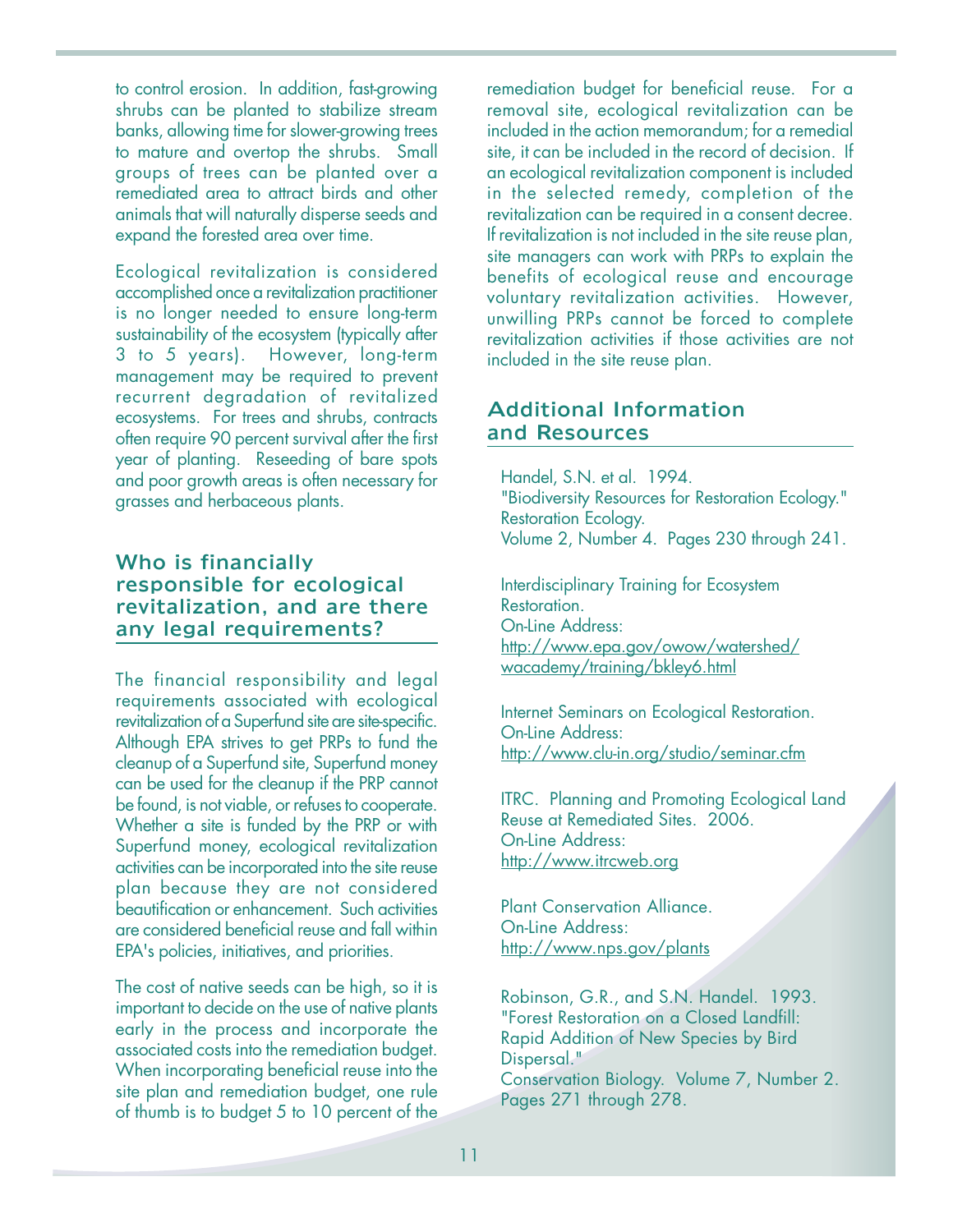to control erosion. In addition, fast-growing shrubs can be planted to stabilize stream banks, allowing time for slower-growing trees to mature and overtop the shrubs. Small groups of trees can be planted over a remediated area to attract birds and other animals that will naturally disperse seeds and expand the forested area over time.

Ecological revitalization is considered accomplished once a revitalization practitioner is no longer needed to ensure long-term sustainability of the ecosystem (typically after 3 to 5 years). However, long-term management may be required to prevent recurrent degradation of revitalized ecosystems. For trees and shrubs, contracts often require 90 percent survival after the first year of planting. Reseeding of bare spots and poor growth areas is often necessary for grasses and herbaceous plants.

## Who is financially responsible for ecological revitalization, and are there any legal requirements?

The financial responsibility and legal requirements associated with ecological revitalization of a Superfund site are site-specific. Although EPA strives to get PRPs to fund the cleanup of a Superfund site, Superfund money can be used for the cleanup if the PRP cannot be found, is not viable, or refuses to cooperate. Whether a site is funded by the PRP or with Superfund money, ecological revitalization activities can be incorporated into the site reuse plan because they are not considered beautification or enhancement. Such activities are considered beneficial reuse and fall within EPA's policies, initiatives, and priorities.

The cost of native seeds can be high, so it is important to decide on the use of native plants early in the process and incorporate the associated costs into the remediation budget. When incorporating beneficial reuse into the site plan and remediation budget, one rule of thumb is to budget 5 to 10 percent of the remediation budget for beneficial reuse. For a removal site, ecological revitalization can be included in the action memorandum; for a remedial site, it can be included in the record of decision. If an ecological revitalization component is included in the selected remedy, completion of the revitalization can be required in a consent decree. If revitalization is not included in the site reuse plan, site managers can work with PRPs to explain the benefits of ecological reuse and encourage voluntary revitalization activities. However, unwilling PRPs cannot be forced to complete revitalization activities if those activities are not included in the site reuse plan.

## Additional Information and Resources

Handel, S.N. et al. 1994.
"Biodiversity Resources for Restoration Ecology."
Restoration Ecology.
Volume 2, Number 4. Pages 230 through 241.

Interdisciplinary Training for Ecosystem Restoration.
On-Line Address:
http://www.epa.gov/owow/watershed/wacademy/training/bkley6.html

Internet Seminars on Ecological Restoration.
On-Line Address:
http://www.clu-in.org/studio/seminar.cfm

ITRC. Planning and Promoting Ecological Land Reuse at Remediated Sites. 2006.
On-Line Address:
http://www.itrcweb.org

Plant Conservation Alliance.
On-Line Address:
http://www.nps.gov/plants

Robinson, G.R., and S.N. Handel. 1993.
"Forest Restoration on a Closed Landfill: Rapid Addition of New Species by Bird Dispersal."
Conservation Biology. Volume 7, Number 2. Pages 271 through 278.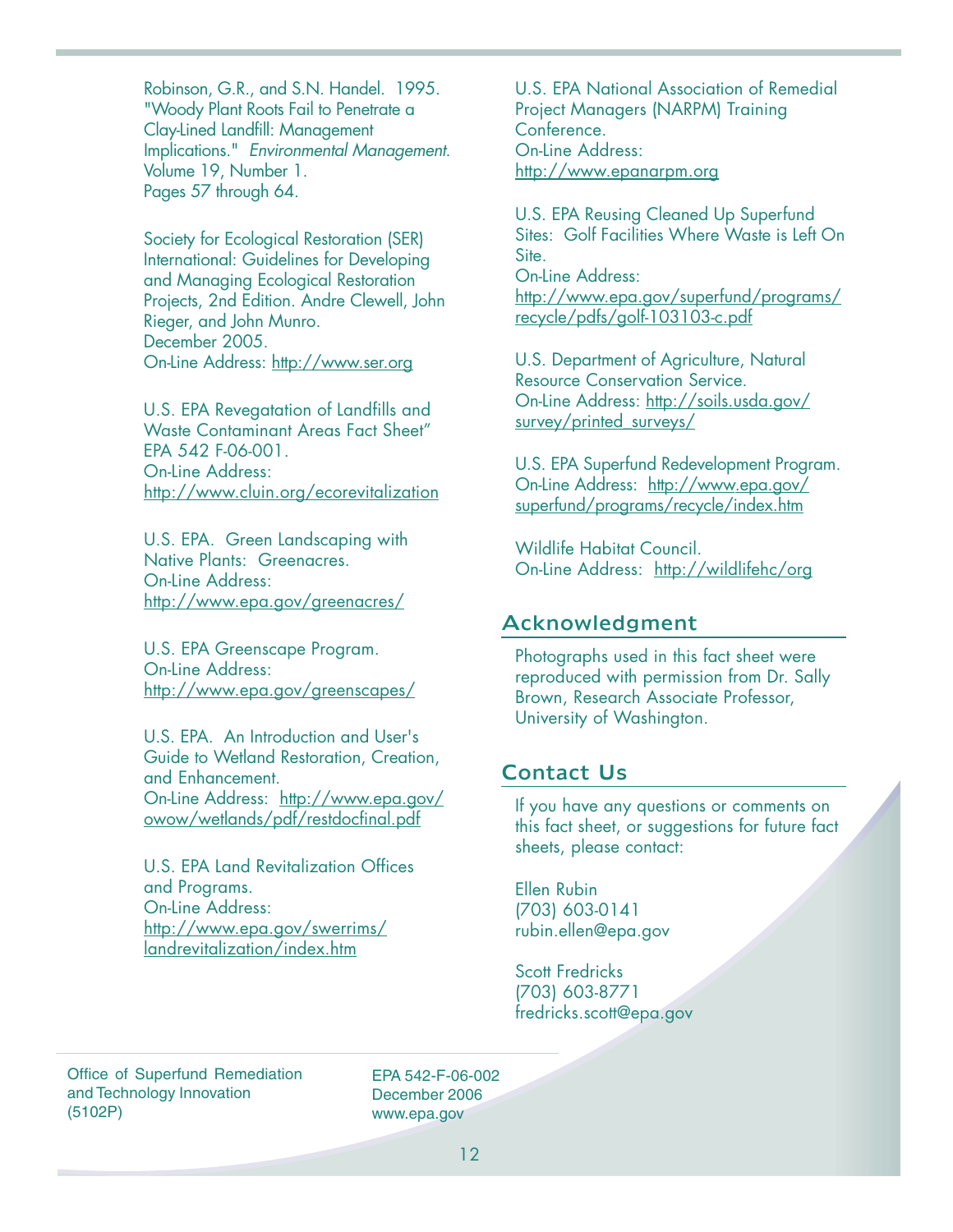Robinson, G.R., and S.N. Handel. 1995. "Woody Plant Roots Fail to Penetrate a Clay-Lined Landfill: Management Implications." *Environmental Management.* Volume 19, Number 1. Pages 57 through 64.

Society for Ecological Restoration (SER) International: Guidelines for Developing and Managing Ecological Restoration Projects, 2nd Edition. Andre Clewell, John Rieger, and John Munro. December 2005.
On-Line Address: http://www.ser.org

U.S. EPA Revegatation of Landfills and Waste Contaminant Areas Fact Sheet" EPA 542 F-06-001.
On-Line Address:
http://www.cluin.org/ecorevitalization

U.S. EPA. Green Landscaping with Native Plants: Greenacres.
On-Line Address:
http://www.epa.gov/greenacres/

U.S. EPA Greenscape Program.
On-Line Address:
http://www.epa.gov/greenscapes/

U.S. EPA. An Introduction and User's Guide to Wetland Restoration, Creation, and Enhancement.
On-Line Address: http://www.epa.gov/owow/wetlands/pdf/restdocfinal.pdf

U.S. EPA Land Revitalization Offices and Programs.
On-Line Address:
http://www.epa.gov/swerrims/landrevitalization/index.htm

U.S. EPA National Association of Remedial Project Managers (NARPM) Training Conference.
On-Line Address:
http://www.epanarpm.org

U.S. EPA Reusing Cleaned Up Superfund Sites: Golf Facilities Where Waste is Left On Site.
On-Line Address:
http://www.epa.gov/superfund/programs/recycle/pdfs/golf-103103-c.pdf

U.S. Department of Agriculture, Natural Resource Conservation Service.
On-Line Address: http://soils.usda.gov/survey/printed_surveys/

U.S. EPA Superfund Redevelopment Program.
On-Line Address: http://www.epa.gov/superfund/programs/recycle/index.htm

Wildlife Habitat Council.
On-Line Address: http://wildlifehc/org

## Acknowledgment

Photographs used in this fact sheet were reproduced with permission from Dr. Sally Brown, Research Associate Professor, University of Washington.

## Contact Us

If you have any questions or comments on this fact sheet, or suggestions for future fact sheets, please contact:

Ellen Rubin
(703) 603-0141
rubin.ellen@epa.gov

Scott Fredricks
(703) 603-8771
fredricks.scott@epa.gov

Office of Superfund Remediation and Technology Innovation
(5102P)

EPA 542-F-06-002
December 2006
www.epa.gov